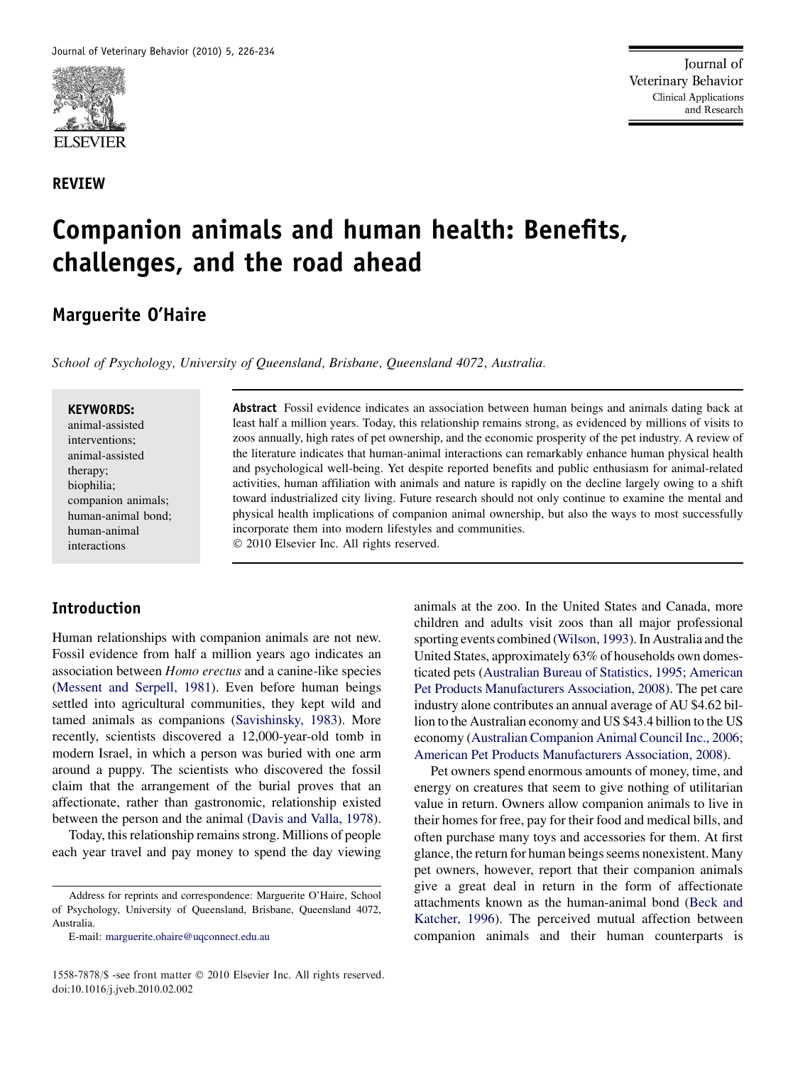REVIEW

# Companion animals and human health: Benefits, challenges, and the road ahead

## Marguerite O'Haire

*School of Psychology, University of Queensland, Brisbane, Queensland 4072, Australia.*

**KEYWORDS:**
animal-assisted interventions;
animal-assisted therapy;
biophilia;
companion animals;
human-animal bond;
human-animal interactions

**Abstract** Fossil evidence indicates an association between human beings and animals dating back at least half a million years. Today, this relationship remains strong, as evidenced by millions of visits to zoos annually, high rates of pet ownership, and the economic prosperity of the pet industry. A review of the literature indicates that human-animal interactions can remarkably enhance human physical health and psychological well-being. Yet despite reported benefits and public enthusiasm for animal-related activities, human affiliation with animals and nature is rapidly on the decline largely owing to a shift toward industrialized city living. Future research should not only continue to examine the mental and physical health implications of companion animal ownership, but also the ways to most successfully incorporate them into modern lifestyles and communities.

© 2010 Elsevier Inc. All rights reserved.

## Introduction

Human relationships with companion animals are not new. Fossil evidence from half a million years ago indicates an association between *Homo erectus* and a canine-like species (Messent and Serpell, 1981). Even before human beings settled into agricultural communities, they kept wild and tamed animals as companions (Savishinsky, 1983). More recently, scientists discovered a 12,000-year-old tomb in modern Israel, in which a person was buried with one arm around a puppy. The scientists who discovered the fossil claim that the arrangement of the burial proves that an affectionate, rather than gastronomic, relationship existed between the person and the animal (Davis and Valla, 1978).

Today, this relationship remains strong. Millions of people each year travel and pay money to spend the day viewing animals at the zoo. In the United States and Canada, more children and adults visit zoos than all major professional sporting events combined (Wilson, 1993). In Australia and the United States, approximately 63% of households own domesticated pets (Australian Bureau of Statistics, 1995; American Pet Products Manufacturers Association, 2008). The pet care industry alone contributes an annual average of AU $4.62 billion to the Australian economy and US $43.4 billion to the US economy (Australian Companion Animal Council Inc., 2006; American Pet Products Manufacturers Association, 2008).

Pet owners spend enormous amounts of money, time, and energy on creatures that seem to give nothing of utilitarian value in return. Owners allow companion animals to live in their homes for free, pay for their food and medical bills, and often purchase many toys and accessories for them. At first glance, the return for human beings seems nonexistent. Many pet owners, however, report that their companion animals give a great deal in return in the form of affectionate attachments known as the human-animal bond (Beck and Katcher, 1996). The perceived mutual affection between companion animals and their human counterparts is

Address for reprints and correspondence: Marguerite O'Haire, School of Psychology, University of Queensland, Brisbane, Queensland 4072, Australia.

E-mail: marguerite.ohaire@uqconnect.edu.au

1558-7878/$ -see front matter © 2010 Elsevier Inc. All rights reserved.
doi:10.1016/j.jveb.2010.02.002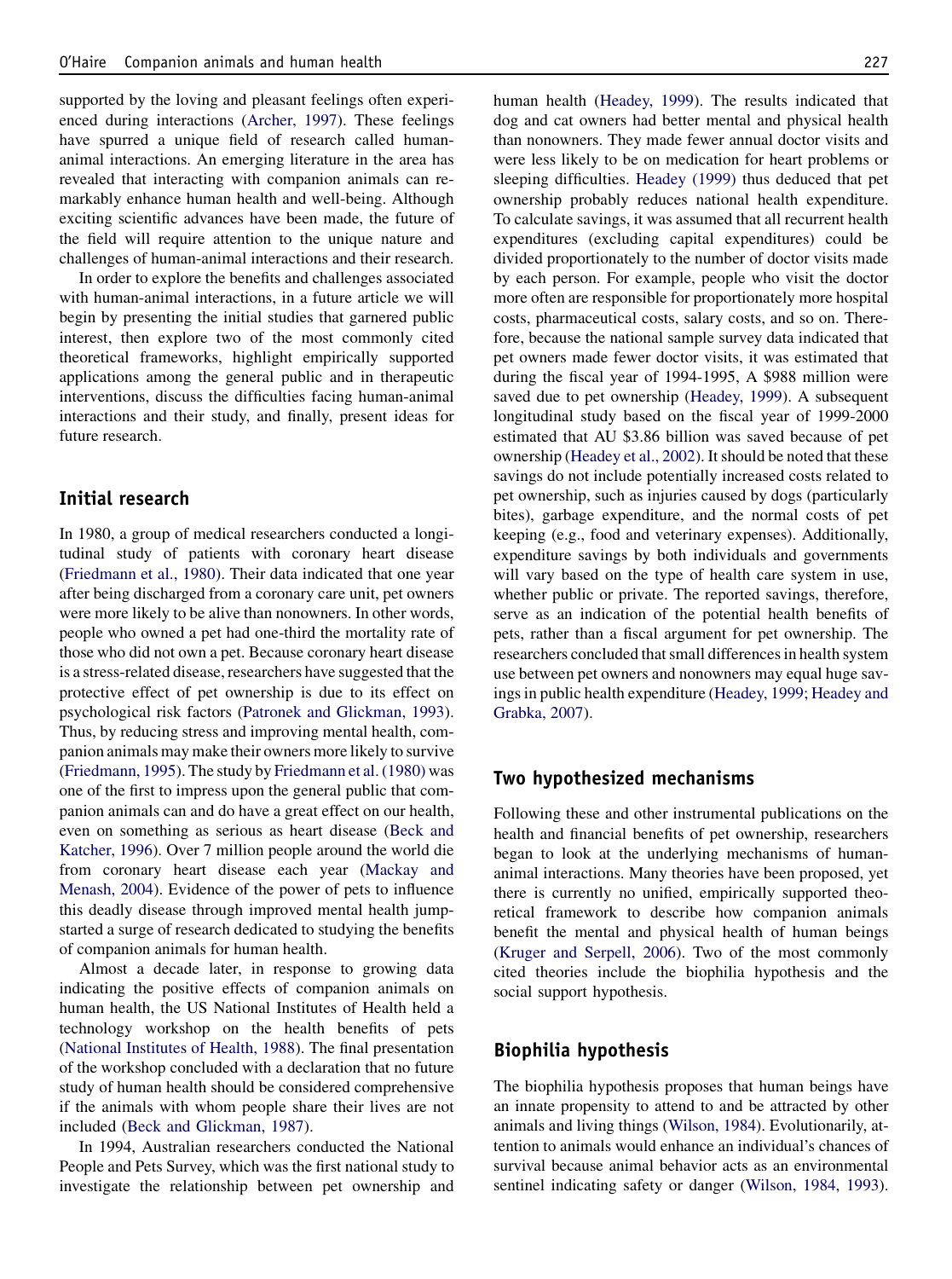supported by the loving and pleasant feelings often experienced during interactions (Archer, 1997). These feelings have spurred a unique field of research called human-animal interactions. An emerging literature in the area has revealed that interacting with companion animals can remarkably enhance human health and well-being. Although exciting scientific advances have been made, the future of the field will require attention to the unique nature and challenges of human-animal interactions and their research.

In order to explore the benefits and challenges associated with human-animal interactions, in a future article we will begin by presenting the initial studies that garnered public interest, then explore two of the most commonly cited theoretical frameworks, highlight empirically supported applications among the general public and in therapeutic interventions, discuss the difficulties facing human-animal interactions and their study, and finally, present ideas for future research.

## Initial research

In 1980, a group of medical researchers conducted a longitudinal study of patients with coronary heart disease (Friedmann et al., 1980). Their data indicated that one year after being discharged from a coronary care unit, pet owners were more likely to be alive than nonowners. In other words, people who owned a pet had one-third the mortality rate of those who did not own a pet. Because coronary heart disease is a stress-related disease, researchers have suggested that the protective effect of pet ownership is due to its effect on psychological risk factors (Patronek and Glickman, 1993). Thus, by reducing stress and improving mental health, companion animals may make their owners more likely to survive (Friedmann, 1995). The study by Friedmann et al. (1980) was one of the first to impress upon the general public that companion animals can and do have a great effect on our health, even on something as serious as heart disease (Beck and Katcher, 1996). Over 7 million people around the world die from coronary heart disease each year (Mackay and Menash, 2004). Evidence of the power of pets to influence this deadly disease through improved mental health jump-started a surge of research dedicated to studying the benefits of companion animals for human health.

Almost a decade later, in response to growing data indicating the positive effects of companion animals on human health, the US National Institutes of Health held a technology workshop on the health benefits of pets (National Institutes of Health, 1988). The final presentation of the workshop concluded with a declaration that no future study of human health should be considered comprehensive if the animals with whom people share their lives are not included (Beck and Glickman, 1987).

In 1994, Australian researchers conducted the National People and Pets Survey, which was the first national study to investigate the relationship between pet ownership and human health (Headey, 1999). The results indicated that dog and cat owners had better mental and physical health than nonowners. They made fewer annual doctor visits and were less likely to be on medication for heart problems or sleeping difficulties. Headey (1999) thus deduced that pet ownership probably reduces national health expenditure. To calculate savings, it was assumed that all recurrent health expenditures (excluding capital expenditures) could be divided proportionately to the number of doctor visits made by each person. For example, people who visit the doctor more often are responsible for proportionately more hospital costs, pharmaceutical costs, salary costs, and so on. Therefore, because the national sample survey data indicated that pet owners made fewer doctor visits, it was estimated that during the fiscal year of 1994-1995, A \$988 million were saved due to pet ownership (Headey, 1999). A subsequent longitudinal study based on the fiscal year of 1999-2000 estimated that AU \$3.86 billion was saved because of pet ownership (Headey et al., 2002). It should be noted that these savings do not include potentially increased costs related to pet ownership, such as injuries caused by dogs (particularly bites), garbage expenditure, and the normal costs of pet keeping (e.g., food and veterinary expenses). Additionally, expenditure savings by both individuals and governments will vary based on the type of health care system in use, whether public or private. The reported savings, therefore, serve as an indication of the potential health benefits of pets, rather than a fiscal argument for pet ownership. The researchers concluded that small differences in health system use between pet owners and nonowners may equal huge savings in public health expenditure (Headey, 1999; Headey and Grabka, 2007).

## Two hypothesized mechanisms

Following these and other instrumental publications on the health and financial benefits of pet ownership, researchers began to look at the underlying mechanisms of human-animal interactions. Many theories have been proposed, yet there is currently no unified, empirically supported theoretical framework to describe how companion animals benefit the mental and physical health of human beings (Kruger and Serpell, 2006). Two of the most commonly cited theories include the biophilia hypothesis and the social support hypothesis.

## Biophilia hypothesis

The biophilia hypothesis proposes that human beings have an innate propensity to attend to and be attracted by other animals and living things (Wilson, 1984). Evolutionarily, attention to animals would enhance an individual's chances of survival because animal behavior acts as an environmental sentinel indicating safety or danger (Wilson, 1984, 1993).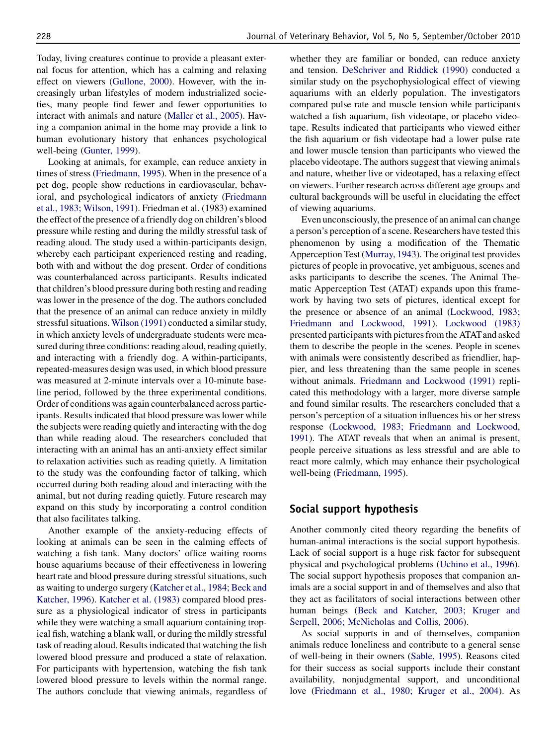Today, living creatures continue to provide a pleasant external focus for attention, which has a calming and relaxing effect on viewers (Gullone, 2000). However, with the increasingly urban lifestyles of modern industrialized societies, many people find fewer and fewer opportunities to interact with animals and nature (Maller et al., 2005). Having a companion animal in the home may provide a link to human evolutionary history that enhances psychological well-being (Gunter, 1999).

Looking at animals, for example, can reduce anxiety in times of stress (Friedmann, 1995). When in the presence of a pet dog, people show reductions in cardiovascular, behavioral, and psychological indicators of anxiety (Friedmann et al., 1983; Wilson, 1991). Friedman et al. (1983) examined the effect of the presence of a friendly dog on children's blood pressure while resting and during the mildly stressful task of reading aloud. The study used a within-participants design, whereby each participant experienced resting and reading, both with and without the dog present. Order of conditions was counterbalanced across participants. Results indicated that children's blood pressure during both resting and reading was lower in the presence of the dog. The authors concluded that the presence of an animal can reduce anxiety in mildly stressful situations. Wilson (1991) conducted a similar study, in which anxiety levels of undergraduate students were measured during three conditions: reading aloud, reading quietly, and interacting with a friendly dog. A within-participants, repeated-measures design was used, in which blood pressure was measured at 2-minute intervals over a 10-minute baseline period, followed by the three experimental conditions. Order of conditions was again counterbalanced across participants. Results indicated that blood pressure was lower while the subjects were reading quietly and interacting with the dog than while reading aloud. The researchers concluded that interacting with an animal has an anti-anxiety effect similar to relaxation activities such as reading quietly. A limitation to the study was the confounding factor of talking, which occurred during both reading aloud and interacting with the animal, but not during reading quietly. Future research may expand on this study by incorporating a control condition that also facilitates talking.

Another example of the anxiety-reducing effects of looking at animals can be seen in the calming effects of watching a fish tank. Many doctors' office waiting rooms house aquariums because of their effectiveness in lowering heart rate and blood pressure during stressful situations, such as waiting to undergo surgery (Katcher et al., 1984; Beck and Katcher, 1996). Katcher et al. (1983) compared blood pressure as a physiological indicator of stress in participants while they were watching a small aquarium containing tropical fish, watching a blank wall, or during the mildly stressful task of reading aloud. Results indicated that watching the fish lowered blood pressure and produced a state of relaxation. For participants with hypertension, watching the fish tank lowered blood pressure to levels within the normal range. The authors conclude that viewing animals, regardless of whether they are familiar or bonded, can reduce anxiety and tension. DeSchriver and Riddick (1990) conducted a similar study on the psychophysiological effect of viewing aquariums with an elderly population. The investigators compared pulse rate and muscle tension while participants watched a fish aquarium, fish videotape, or placebo videotape. Results indicated that participants who viewed either the fish aquarium or fish videotape had a lower pulse rate and lower muscle tension than participants who viewed the placebo videotape. The authors suggest that viewing animals and nature, whether live or videotaped, has a relaxing effect on viewers. Further research across different age groups and cultural backgrounds will be useful in elucidating the effect of viewing aquariums.

Even unconsciously, the presence of an animal can change a person's perception of a scene. Researchers have tested this phenomenon by using a modification of the Thematic Apperception Test (Murray, 1943). The original test provides pictures of people in provocative, yet ambiguous, scenes and asks participants to describe the scenes. The Animal Thematic Apperception Test (ATAT) expands upon this framework by having two sets of pictures, identical except for the presence or absence of an animal (Lockwood, 1983; Friedmann and Lockwood, 1991). Lockwood (1983) presented participants with pictures from the ATAT and asked them to describe the people in the scenes. People in scenes with animals were consistently described as friendlier, happier, and less threatening than the same people in scenes without animals. Friedmann and Lockwood (1991) replicated this methodology with a larger, more diverse sample and found similar results. The researchers concluded that a person's perception of a situation influences his or her stress response (Lockwood, 1983; Friedmann and Lockwood, 1991). The ATAT reveals that when an animal is present, people perceive situations as less stressful and are able to react more calmly, which may enhance their psychological well-being (Friedmann, 1995).

## Social support hypothesis

Another commonly cited theory regarding the benefits of human-animal interactions is the social support hypothesis. Lack of social support is a huge risk factor for subsequent physical and psychological problems (Uchino et al., 1996). The social support hypothesis proposes that companion animals are a social support in and of themselves and also that they act as facilitators of social interactions between other human beings (Beck and Katcher, 2003; Kruger and Serpell, 2006; McNicholas and Collis, 2006).

As social supports in and of themselves, companion animals reduce loneliness and contribute to a general sense of well-being in their owners (Sable, 1995). Reasons cited for their success as social supports include their constant availability, nonjudgmental support, and unconditional love (Friedmann et al., 1980; Kruger et al., 2004). As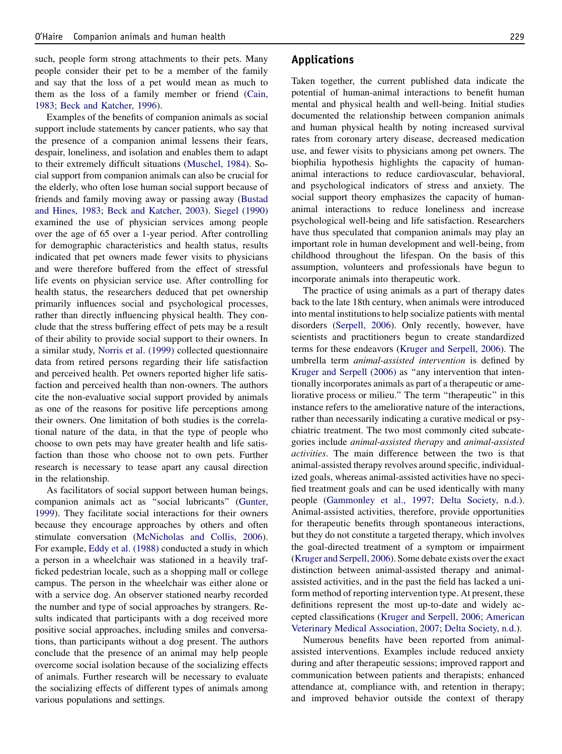such, people form strong attachments to their pets. Many people consider their pet to be a member of the family and say that the loss of a pet would mean as much to them as the loss of a family member or friend (Cain, 1983; Beck and Katcher, 1996).

Examples of the benefits of companion animals as social support include statements by cancer patients, who say that the presence of a companion animal lessens their fears, despair, loneliness, and isolation and enables them to adapt to their extremely difficult situations (Muschel, 1984). Social support from companion animals can also be crucial for the elderly, who often lose human social support because of friends and family moving away or passing away (Bustad and Hines, 1983; Beck and Katcher, 2003). Siegel (1990) examined the use of physician services among people over the age of 65 over a 1-year period. After controlling for demographic characteristics and health status, results indicated that pet owners made fewer visits to physicians and were therefore buffered from the effect of stressful life events on physician service use. After controlling for health status, the researchers deduced that pet ownership primarily influences social and psychological processes, rather than directly influencing physical health. They conclude that the stress buffering effect of pets may be a result of their ability to provide social support to their owners. In a similar study, Norris et al. (1999) collected questionnaire data from retired persons regarding their life satisfaction and perceived health. Pet owners reported higher life satisfaction and perceived health than non-owners. The authors cite the non-evaluative social support provided by animals as one of the reasons for positive life perceptions among their owners. One limitation of both studies is the correlational nature of the data, in that the type of people who choose to own pets may have greater health and life satisfaction than those who choose not to own pets. Further research is necessary to tease apart any causal direction in the relationship.

As facilitators of social support between human beings, companion animals act as "social lubricants" (Gunter, 1999). They facilitate social interactions for their owners because they encourage approaches by others and often stimulate conversation (McNicholas and Collis, 2006). For example, Eddy et al. (1988) conducted a study in which a person in a wheelchair was stationed in a heavily trafficked pedestrian locale, such as a shopping mall or college campus. The person in the wheelchair was either alone or with a service dog. An observer stationed nearby recorded the number and type of social approaches by strangers. Results indicated that participants with a dog received more positive social approaches, including smiles and conversations, than participants without a dog present. The authors conclude that the presence of an animal may help people overcome social isolation because of the socializing effects of animals. Further research will be necessary to evaluate the socializing effects of different types of animals among various populations and settings.

## Applications

Taken together, the current published data indicate the potential of human-animal interactions to benefit human mental and physical health and well-being. Initial studies documented the relationship between companion animals and human physical health by noting increased survival rates from coronary artery disease, decreased medication use, and fewer visits to physicians among pet owners. The biophilia hypothesis highlights the capacity of human-animal interactions to reduce cardiovascular, behavioral, and psychological indicators of stress and anxiety. The social support theory emphasizes the capacity of human-animal interactions to reduce loneliness and increase psychological well-being and life satisfaction. Researchers have thus speculated that companion animals may play an important role in human development and well-being, from childhood throughout the lifespan. On the basis of this assumption, volunteers and professionals have begun to incorporate animals into therapeutic work.

The practice of using animals as a part of therapy dates back to the late 18th century, when animals were introduced into mental institutions to help socialize patients with mental disorders (Serpell, 2006). Only recently, however, have scientists and practitioners begun to create standardized terms for these endeavors (Kruger and Serpell, 2006). The umbrella term *animal-assisted intervention* is defined by Kruger and Serpell (2006) as "any intervention that intentionally incorporates animals as part of a therapeutic or ameliorative process or milieu." The term "therapeutic" in this instance refers to the ameliorative nature of the interactions, rather than necessarily indicating a curative medical or psychiatric treatment. The two most commonly cited subcategories include *animal-assisted therapy* and *animal-assisted activities*. The main difference between the two is that animal-assisted therapy revolves around specific, individualized goals, whereas animal-assisted activities have no specified treatment goals and can be used identically with many people (Gammonley et al., 1997; Delta Society, n.d.). Animal-assisted activities, therefore, provide opportunities for therapeutic benefits through spontaneous interactions, but they do not constitute a targeted therapy, which involves the goal-directed treatment of a symptom or impairment (Kruger and Serpell, 2006). Some debate exists over the exact distinction between animal-assisted therapy and animal-assisted activities, and in the past the field has lacked a uniform method of reporting intervention type. At present, these definitions represent the most up-to-date and widely accepted classifications (Kruger and Serpell, 2006; American Veterinary Medical Association, 2007; Delta Society, n.d.).

Numerous benefits have been reported from animal-assisted interventions. Examples include reduced anxiety during and after therapeutic sessions; improved rapport and communication between patients and therapists; enhanced attendance at, compliance with, and retention in therapy; and improved behavior outside the context of therapy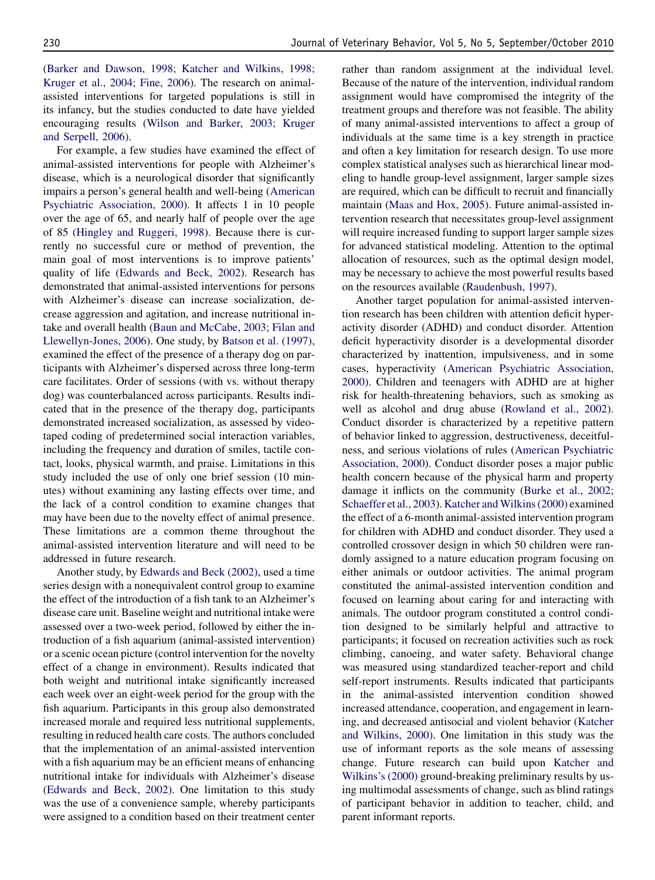(Barker and Dawson, 1998; Katcher and Wilkins, 1998; Kruger et al., 2004; Fine, 2006). The research on animal-assisted interventions for targeted populations is still in its infancy, but the studies conducted to date have yielded encouraging results (Wilson and Barker, 2003; Kruger and Serpell, 2006).

For example, a few studies have examined the effect of animal-assisted interventions for people with Alzheimer's disease, which is a neurological disorder that significantly impairs a person's general health and well-being (American Psychiatric Association, 2000). It affects 1 in 10 people over the age of 65, and nearly half of people over the age of 85 (Hingley and Ruggeri, 1998). Because there is currently no successful cure or method of prevention, the main goal of most interventions is to improve patients' quality of life (Edwards and Beck, 2002). Research has demonstrated that animal-assisted interventions for persons with Alzheimer's disease can increase socialization, decrease aggression and agitation, and increase nutritional intake and overall health (Baun and McCabe, 2003; Filan and Llewellyn-Jones, 2006). One study, by Batson et al. (1997), examined the effect of the presence of a therapy dog on participants with Alzheimer's dispersed across three long-term care facilitates. Order of sessions (with vs. without therapy dog) was counterbalanced across participants. Results indicated that in the presence of the therapy dog, participants demonstrated increased socialization, as assessed by videotaped coding of predetermined social interaction variables, including the frequency and duration of smiles, tactile contact, looks, physical warmth, and praise. Limitations in this study included the use of only one brief session (10 minutes) without examining any lasting effects over time, and the lack of a control condition to examine changes that may have been due to the novelty effect of animal presence. These limitations are a common theme throughout the animal-assisted intervention literature and will need to be addressed in future research.

Another study, by Edwards and Beck (2002), used a time series design with a nonequivalent control group to examine the effect of the introduction of a fish tank to an Alzheimer's disease care unit. Baseline weight and nutritional intake were assessed over a two-week period, followed by either the introduction of a fish aquarium (animal-assisted intervention) or a scenic ocean picture (control intervention for the novelty effect of a change in environment). Results indicated that both weight and nutritional intake significantly increased each week over an eight-week period for the group with the fish aquarium. Participants in this group also demonstrated increased morale and required less nutritional supplements, resulting in reduced health care costs. The authors concluded that the implementation of an animal-assisted intervention with a fish aquarium may be an efficient means of enhancing nutritional intake for individuals with Alzheimer's disease (Edwards and Beck, 2002). One limitation to this study was the use of a convenience sample, whereby participants were assigned to a condition based on their treatment center rather than random assignment at the individual level. Because of the nature of the intervention, individual random assignment would have compromised the integrity of the treatment groups and therefore was not feasible. The ability of many animal-assisted interventions to affect a group of individuals at the same time is a key strength in practice and often a key limitation for research design. To use more complex statistical analyses such as hierarchical linear modeling to handle group-level assignment, larger sample sizes are required, which can be difficult to recruit and financially maintain (Maas and Hox, 2005). Future animal-assisted intervention research that necessitates group-level assignment will require increased funding to support larger sample sizes for advanced statistical modeling. Attention to the optimal allocation of resources, such as the optimal design model, may be necessary to achieve the most powerful results based on the resources available (Raudenbush, 1997).

Another target population for animal-assisted intervention research has been children with attention deficit hyperactivity disorder (ADHD) and conduct disorder. Attention deficit hyperactivity disorder is a developmental disorder characterized by inattention, impulsiveness, and in some cases, hyperactivity (American Psychiatric Association, 2000). Children and teenagers with ADHD are at higher risk for health-threatening behaviors, such as smoking as well as alcohol and drug abuse (Rowland et al., 2002). Conduct disorder is characterized by a repetitive pattern of behavior linked to aggression, destructiveness, deceitfulness, and serious violations of rules (American Psychiatric Association, 2000). Conduct disorder poses a major public health concern because of the physical harm and property damage it inflicts on the community (Burke et al., 2002; Schaeffer et al., 2003). Katcher and Wilkins (2000) examined the effect of a 6-month animal-assisted intervention program for children with ADHD and conduct disorder. They used a controlled crossover design in which 50 children were randomly assigned to a nature education program focusing on either animals or outdoor activities. The animal program constituted the animal-assisted intervention condition and focused on learning about caring for and interacting with animals. The outdoor program constituted a control condition designed to be similarly helpful and attractive to participants; it focused on recreation activities such as rock climbing, canoeing, and water safety. Behavioral change was measured using standardized teacher-report and child self-report instruments. Results indicated that participants in the animal-assisted intervention condition showed increased attendance, cooperation, and engagement in learning, and decreased antisocial and violent behavior (Katcher and Wilkins, 2000). One limitation in this study was the use of informant reports as the sole means of assessing change. Future research can build upon Katcher and Wilkins's (2000) ground-breaking preliminary results by using multimodal assessments of change, such as blind ratings of participant behavior in addition to teacher, child, and parent informant reports.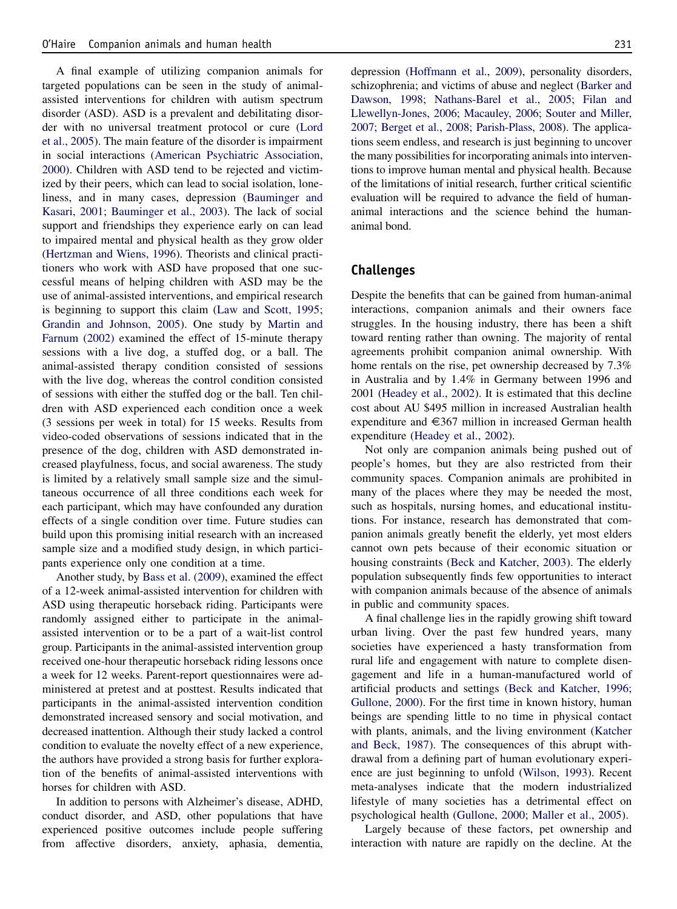A final example of utilizing companion animals for targeted populations can be seen in the study of animal-assisted interventions for children with autism spectrum disorder (ASD). ASD is a prevalent and debilitating disorder with no universal treatment protocol or cure (Lord et al., 2005). The main feature of the disorder is impairment in social interactions (American Psychiatric Association, 2000). Children with ASD tend to be rejected and victimized by their peers, which can lead to social isolation, loneliness, and in many cases, depression (Bauminger and Kasari, 2001; Bauminger et al., 2003). The lack of social support and friendships they experience early on can lead to impaired mental and physical health as they grow older (Hertzman and Wiens, 1996). Theorists and clinical practitioners who work with ASD have proposed that one successful means of helping children with ASD may be the use of animal-assisted interventions, and empirical research is beginning to support this claim (Law and Scott, 1995; Grandin and Johnson, 2005). One study by Martin and Farnum (2002) examined the effect of 15-minute therapy sessions with a live dog, a stuffed dog, or a ball. The animal-assisted therapy condition consisted of sessions with the live dog, whereas the control condition consisted of sessions with either the stuffed dog or the ball. Ten children with ASD experienced each condition once a week (3 sessions per week in total) for 15 weeks. Results from video-coded observations of sessions indicated that in the presence of the dog, children with ASD demonstrated increased playfulness, focus, and social awareness. The study is limited by a relatively small sample size and the simultaneous occurrence of all three conditions each week for each participant, which may have confounded any duration effects of a single condition over time. Future studies can build upon this promising initial research with an increased sample size and a modified study design, in which participants experience only one condition at a time.

Another study, by Bass et al. (2009), examined the effect of a 12-week animal-assisted intervention for children with ASD using therapeutic horseback riding. Participants were randomly assigned either to participate in the animal-assisted intervention or to be a part of a wait-list control group. Participants in the animal-assisted intervention group received one-hour therapeutic horseback riding lessons once a week for 12 weeks. Parent-report questionnaires were administered at pretest and at posttest. Results indicated that participants in the animal-assisted intervention condition demonstrated increased sensory and social motivation, and decreased inattention. Although their study lacked a control condition to evaluate the novelty effect of a new experience, the authors have provided a strong basis for further exploration of the benefits of animal-assisted interventions with horses for children with ASD.

In addition to persons with Alzheimer's disease, ADHD, conduct disorder, and ASD, other populations that have experienced positive outcomes include people suffering from affective disorders, anxiety, aphasia, dementia, depression (Hoffmann et al., 2009), personality disorders, schizophrenia; and victims of abuse and neglect (Barker and Dawson, 1998; Nathans-Barel et al., 2005; Filan and Llewellyn-Jones, 2006; Macauley, 2006; Souter and Miller, 2007; Berget et al., 2008; Parish-Plass, 2008). The applications seem endless, and research is just beginning to uncover the many possibilities for incorporating animals into interventions to improve human mental and physical health. Because of the limitations of initial research, further critical scientific evaluation will be required to advance the field of human-animal interactions and the science behind the human-animal bond.

## Challenges

Despite the benefits that can be gained from human-animal interactions, companion animals and their owners face struggles. In the housing industry, there has been a shift toward renting rather than owning. The majority of rental agreements prohibit companion animal ownership. With home rentals on the rise, pet ownership decreased by 7.3% in Australia and by 1.4% in Germany between 1996 and 2001 (Headey et al., 2002). It is estimated that this decline cost about AU $495 million in increased Australian health expenditure and €367 million in increased German health expenditure (Headey et al., 2002).

Not only are companion animals being pushed out of people's homes, but they are also restricted from their community spaces. Companion animals are prohibited in many of the places where they may be needed the most, such as hospitals, nursing homes, and educational institutions. For instance, research has demonstrated that companion animals greatly benefit the elderly, yet most elders cannot own pets because of their economic situation or housing constraints (Beck and Katcher, 2003). The elderly population subsequently finds few opportunities to interact with companion animals because of the absence of animals in public and community spaces.

A final challenge lies in the rapidly growing shift toward urban living. Over the past few hundred years, many societies have experienced a hasty transformation from rural life and engagement with nature to complete disengagement and life in a human-manufactured world of artificial products and settings (Beck and Katcher, 1996; Gullone, 2000). For the first time in known history, human beings are spending little to no time in physical contact with plants, animals, and the living environment (Katcher and Beck, 1987). The consequences of this abrupt withdrawal from a defining part of human evolutionary experience are just beginning to unfold (Wilson, 1993). Recent meta-analyses indicate that the modern industrialized lifestyle of many societies has a detrimental effect on psychological health (Gullone, 2000; Maller et al., 2005).

Largely because of these factors, pet ownership and interaction with nature are rapidly on the decline. At the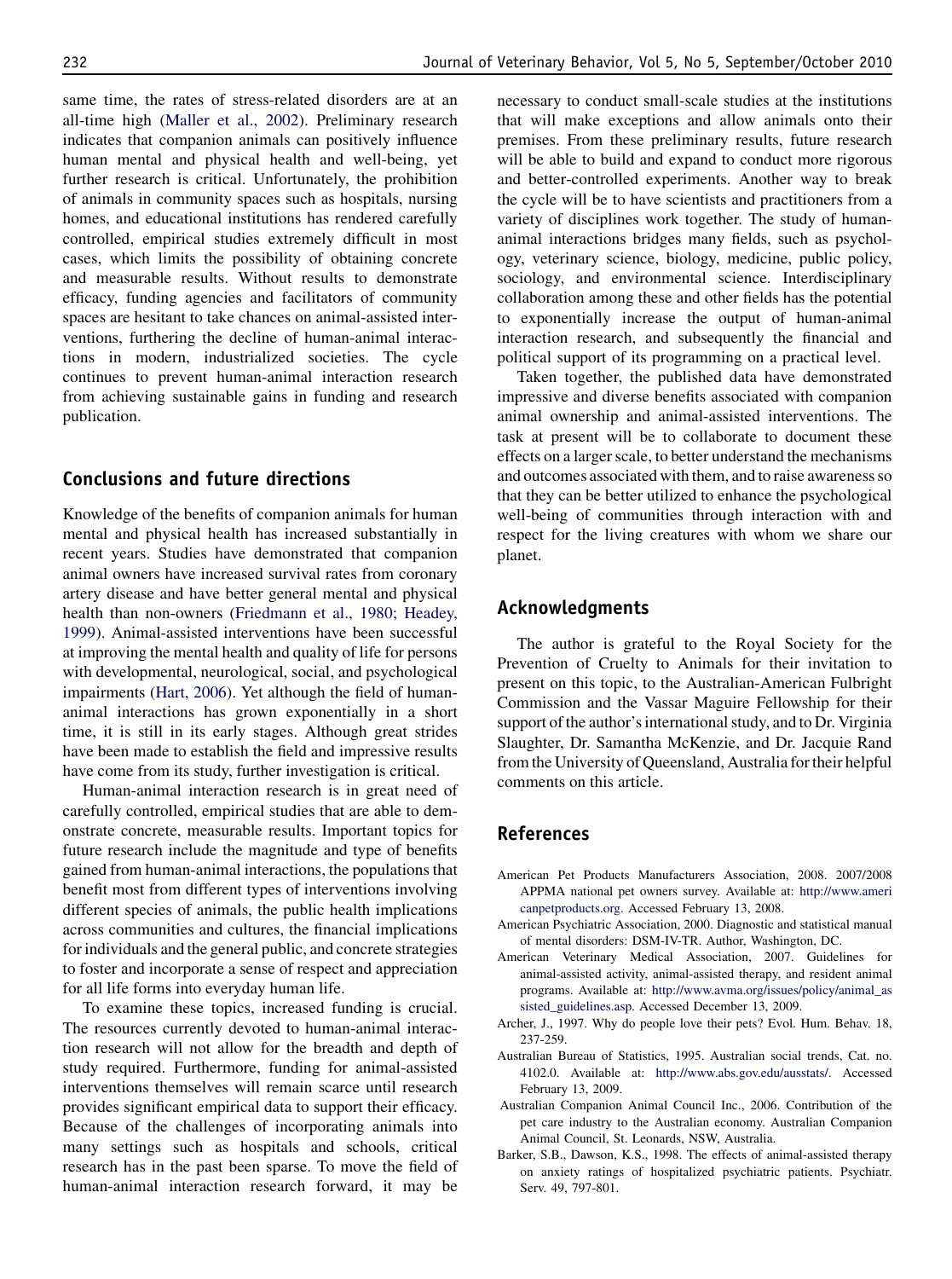same time, the rates of stress-related disorders are at an all-time high (Maller et al., 2002). Preliminary research indicates that companion animals can positively influence human mental and physical health and well-being, yet further research is critical. Unfortunately, the prohibition of animals in community spaces such as hospitals, nursing homes, and educational institutions has rendered carefully controlled, empirical studies extremely difficult in most cases, which limits the possibility of obtaining concrete and measurable results. Without results to demonstrate efficacy, funding agencies and facilitators of community spaces are hesitant to take chances on animal-assisted interventions, furthering the decline of human-animal interactions in modern, industrialized societies. The cycle continues to prevent human-animal interaction research from achieving sustainable gains in funding and research publication.

## Conclusions and future directions

Knowledge of the benefits of companion animals for human mental and physical health has increased substantially in recent years. Studies have demonstrated that companion animal owners have increased survival rates from coronary artery disease and have better general mental and physical health than non-owners (Friedmann et al., 1980; Headey, 1999). Animal-assisted interventions have been successful at improving the mental health and quality of life for persons with developmental, neurological, social, and psychological impairments (Hart, 2006). Yet although the field of human-animal interactions has grown exponentially in a short time, it is still in its early stages. Although great strides have been made to establish the field and impressive results have come from its study, further investigation is critical.

Human-animal interaction research is in great need of carefully controlled, empirical studies that are able to demonstrate concrete, measurable results. Important topics for future research include the magnitude and type of benefits gained from human-animal interactions, the populations that benefit most from different types of interventions involving different species of animals, the public health implications across communities and cultures, the financial implications for individuals and the general public, and concrete strategies to foster and incorporate a sense of respect and appreciation for all life forms into everyday human life.

To examine these topics, increased funding is crucial. The resources currently devoted to human-animal interaction research will not allow for the breadth and depth of study required. Furthermore, funding for animal-assisted interventions themselves will remain scarce until research provides significant empirical data to support their efficacy. Because of the challenges of incorporating animals into many settings such as hospitals and schools, critical research has in the past been sparse. To move the field of human-animal interaction research forward, it may be necessary to conduct small-scale studies at the institutions that will make exceptions and allow animals onto their premises. From these preliminary results, future research will be able to build and expand to conduct more rigorous and better-controlled experiments. Another way to break the cycle will be to have scientists and practitioners from a variety of disciplines work together. The study of human-animal interactions bridges many fields, such as psychology, veterinary science, biology, medicine, public policy, sociology, and environmental science. Interdisciplinary collaboration among these and other fields has the potential to exponentially increase the output of human-animal interaction research, and subsequently the financial and political support of its programming on a practical level.

Taken together, the published data have demonstrated impressive and diverse benefits associated with companion animal ownership and animal-assisted interventions. The task at present will be to collaborate to document these effects on a larger scale, to better understand the mechanisms and outcomes associated with them, and to raise awareness so that they can be better utilized to enhance the psychological well-being of communities through interaction with and respect for the living creatures with whom we share our planet.

## Acknowledgments

The author is grateful to the Royal Society for the Prevention of Cruelty to Animals for their invitation to present on this topic, to the Australian-American Fulbright Commission and the Vassar Maguire Fellowship for their support of the author's international study, and to Dr. Virginia Slaughter, Dr. Samantha McKenzie, and Dr. Jacquie Rand from the University of Queensland, Australia for their helpful comments on this article.

## References

American Pet Products Manufacturers Association, 2008. 2007/2008 APPMA national pet owners survey. Available at: http://www.americanpetproducts.org. Accessed February 13, 2008.

American Psychiatric Association, 2000. Diagnostic and statistical manual of mental disorders: DSM-IV-TR. Author, Washington, DC.

American Veterinary Medical Association, 2007. Guidelines for animal-assisted activity, animal-assisted therapy, and resident animal programs. Available at: http://www.avma.org/issues/policy/animal_assisted_guidelines.asp. Accessed December 13, 2009.

Archer, J., 1997. Why do people love their pets? Evol. Hum. Behav. 18, 237-259.

Australian Bureau of Statistics, 1995. Australian social trends, Cat. no. 4102.0. Available at: http://www.abs.gov.edu/ausstats/. Accessed February 13, 2009.

Australian Companion Animal Council Inc., 2006. Contribution of the pet care industry to the Australian economy. Australian Companion Animal Council, St. Leonards, NSW, Australia.

Barker, S.B., Dawson, K.S., 1998. The effects of animal-assisted therapy on anxiety ratings of hospitalized psychiatric patients. Psychiatr. Serv. 49, 797-801.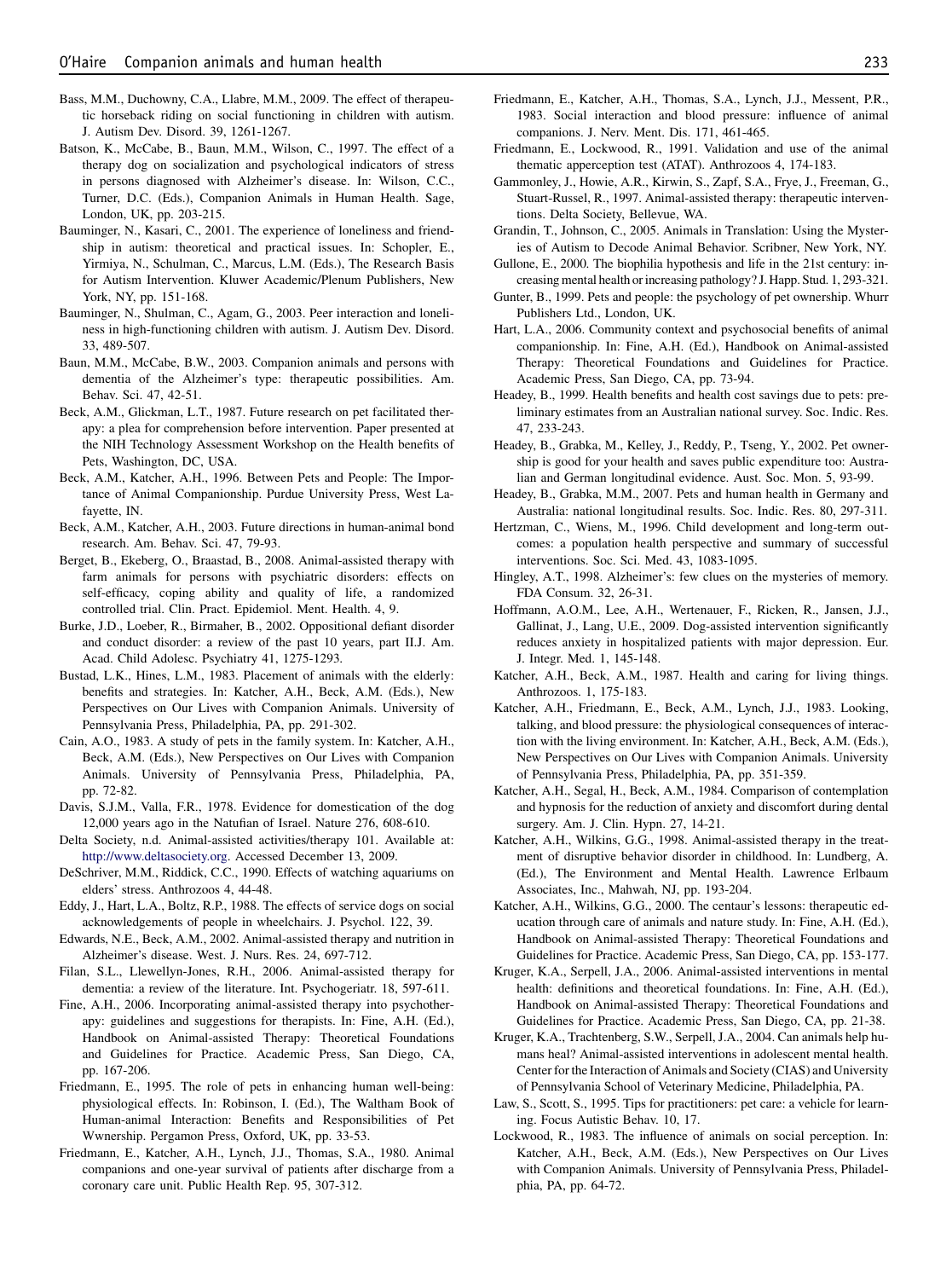Bass, M.M., Duchowny, C.A., Llabre, M.M., 2009. The effect of therapeutic horseback riding on social functioning in children with autism. J. Autism Dev. Disord. 39, 1261-1267.

Batson, K., McCabe, B., Baun, M.M., Wilson, C., 1997. The effect of a therapy dog on socialization and psychological indicators of stress in persons diagnosed with Alzheimer's disease. In: Wilson, C.C., Turner, D.C. (Eds.), Companion Animals in Human Health. Sage, London, UK, pp. 203-215.

Bauminger, N., Kasari, C., 2001. The experience of loneliness and friendship in autism: theoretical and practical issues. In: Schopler, E., Yirmiya, N., Schulman, C., Marcus, L.M. (Eds.), The Research Basis for Autism Intervention. Kluwer Academic/Plenum Publishers, New York, NY, pp. 151-168.

Bauminger, N., Shulman, C., Agam, G., 2003. Peer interaction and loneliness in high-functioning children with autism. J. Autism Dev. Disord. 33, 489-507.

Baun, M.M., McCabe, B.W., 2003. Companion animals and persons with dementia of the Alzheimer's type: therapeutic possibilities. Am. Behav. Sci. 47, 42-51.

Beck, A.M., Glickman, L.T., 1987. Future research on pet facilitated therapy: a plea for comprehension before intervention. Paper presented at the NIH Technology Assessment Workshop on the Health benefits of Pets, Washington, DC, USA.

Beck, A.M., Katcher, A.H., 1996. Between Pets and People: The Importance of Animal Companionship. Purdue University Press, West Lafayette, IN.

Beck, A.M., Katcher, A.H., 2003. Future directions in human-animal bond research. Am. Behav. Sci. 47, 79-93.

Berget, B., Ekeberg, O., Braastad, B., 2008. Animal-assisted therapy with farm animals for persons with psychiatric disorders: effects on self-efficacy, coping ability and quality of life, a randomized controlled trial. Clin. Pract. Epidemiol. Ment. Health. 4, 9.

Burke, J.D., Loeber, R., Birmaher, B., 2002. Oppositional defiant disorder and conduct disorder: a review of the past 10 years, part II.J. Am. Acad. Child Adolesc. Psychiatry 41, 1275-1293.

Bustad, L.K., Hines, L.M., 1983. Placement of animals with the elderly: benefits and strategies. In: Katcher, A.H., Beck, A.M. (Eds.), New Perspectives on Our Lives with Companion Animals. University of Pennsylvania Press, Philadelphia, PA, pp. 291-302.

Cain, A.O., 1983. A study of pets in the family system. In: Katcher, A.H., Beck, A.M. (Eds.), New Perspectives on Our Lives with Companion Animals. University of Pennsylvania Press, Philadelphia, PA, pp. 72-82.

Davis, S.J.M., Valla, F.R., 1978. Evidence for domestication of the dog 12,000 years ago in the Natufian of Israel. Nature 276, 608-610.

Delta Society, n.d. Animal-assisted activities/therapy 101. Available at: http://www.deltasociety.org. Accessed December 13, 2009.

DeSchriver, M.M., Riddick, C.C., 1990. Effects of watching aquariums on elders' stress. Anthrozoos 4, 44-48.

Eddy, J., Hart, L.A., Boltz, R.P., 1988. The effects of service dogs on social acknowledgements of people in wheelchairs. J. Psychol. 122, 39.

Edwards, N.E., Beck, A.M., 2002. Animal-assisted therapy and nutrition in Alzheimer's disease. West. J. Nurs. Res. 24, 697-712.

Filan, S.L., Llewellyn-Jones, R.H., 2006. Animal-assisted therapy for dementia: a review of the literature. Int. Psychogeriatr. 18, 597-611.

Fine, A.H., 2006. Incorporating animal-assisted therapy into psychotherapy: guidelines and suggestions for therapists. In: Fine, A.H. (Ed.), Handbook on Animal-assisted Therapy: Theoretical Foundations and Guidelines for Practice. Academic Press, San Diego, CA, pp. 167-206.

Friedmann, E., 1995. The role of pets in enhancing human well-being: physiological effects. In: Robinson, I. (Ed.), The Waltham Book of Human-animal Interaction: Benefits and Responsibilities of Pet Wwnership. Pergamon Press, Oxford, UK, pp. 33-53.

Friedmann, E., Katcher, A.H., Lynch, J.J., Thomas, S.A., 1980. Animal companions and one-year survival of patients after discharge from a coronary care unit. Public Health Rep. 95, 307-312.

Friedmann, E., Katcher, A.H., Thomas, S.A., Lynch, J.J., Messent, P.R., 1983. Social interaction and blood pressure: influence of animal companions. J. Nerv. Ment. Dis. 171, 461-465.

Friedmann, E., Lockwood, R., 1991. Validation and use of the animal thematic apperception test (ATAT). Anthrozoos 4, 174-183.

Gammonley, J., Howie, A.R., Kirwin, S., Zapf, S.A., Frye, J., Freeman, G., Stuart-Russel, R., 1997. Animal-assisted therapy: therapeutic interventions. Delta Society, Bellevue, WA.

Grandin, T., Johnson, C., 2005. Animals in Translation: Using the Mysteries of Autism to Decode Animal Behavior. Scribner, New York, NY.

Gullone, E., 2000. The biophilia hypothesis and life in the 21st century: increasing mental health or increasing pathology? J. Happ. Stud. 1, 293-321.

Gunter, B., 1999. Pets and people: the psychology of pet ownership. Whurr Publishers Ltd., London, UK.

Hart, L.A., 2006. Community context and psychosocial benefits of animal companionship. In: Fine, A.H. (Ed.), Handbook on Animal-assisted Therapy: Theoretical Foundations and Guidelines for Practice. Academic Press, San Diego, CA, pp. 73-94.

Headey, B., 1999. Health benefits and health cost savings due to pets: preliminary estimates from an Australian national survey. Soc. Indic. Res. 47, 233-243.

Headey, B., Grabka, M., Kelley, J., Reddy, P., Tseng, Y., 2002. Pet ownership is good for your health and saves public expenditure too: Australian and German longitudinal evidence. Aust. Soc. Mon. 5, 93-99.

Headey, B., Grabka, M.M., 2007. Pets and human health in Germany and Australia: national longitudinal results. Soc. Indic. Res. 80, 297-311.

Hertzman, C., Wiens, M., 1996. Child development and long-term outcomes: a population health perspective and summary of successful interventions. Soc. Sci. Med. 43, 1083-1095.

Hingley, A.T., 1998. Alzheimer's: few clues on the mysteries of memory. FDA Consum. 32, 26-31.

Hoffmann, A.O.M., Lee, A.H., Wertenauer, F., Ricken, R., Jansen, J.J., Gallinat, J., Lang, U.E., 2009. Dog-assisted intervention significantly reduces anxiety in hospitalized patients with major depression. Eur. J. Integr. Med. 1, 145-148.

Katcher, A.H., Beck, A.M., 1987. Health and caring for living things. Anthrozoos. 1, 175-183.

Katcher, A.H., Friedmann, E., Beck, A.M., Lynch, J.J., 1983. Looking, talking, and blood pressure: the physiological consequences of interaction with the living environment. In: Katcher, A.H., Beck, A.M. (Eds.), New Perspectives on Our Lives with Companion Animals. University of Pennsylvania Press, Philadelphia, PA, pp. 351-359.

Katcher, A.H., Segal, H., Beck, A.M., 1984. Comparison of contemplation and hypnosis for the reduction of anxiety and discomfort during dental surgery. Am. J. Clin. Hypn. 27, 14-21.

Katcher, A.H., Wilkins, G.G., 1998. Animal-assisted therapy in the treatment of disruptive behavior disorder in childhood. In: Lundberg, A. (Ed.), The Environment and Mental Health. Lawrence Erlbaum Associates, Inc., Mahwah, NJ, pp. 193-204.

Katcher, A.H., Wilkins, G.G., 2000. The centaur's lessons: therapeutic education through care of animals and nature study. In: Fine, A.H. (Ed.), Handbook on Animal-assisted Therapy: Theoretical Foundations and Guidelines for Practice. Academic Press, San Diego, CA, pp. 153-177.

Kruger, K.A., Serpell, J.A., 2006. Animal-assisted interventions in mental health: definitions and theoretical foundations. In: Fine, A.H. (Ed.), Handbook on Animal-assisted Therapy: Theoretical Foundations and Guidelines for Practice. Academic Press, San Diego, CA, pp. 21-38.

Kruger, K.A., Trachtenberg, S.W., Serpell, J.A., 2004. Can animals help humans heal? Animal-assisted interventions in adolescent mental health. Center for the Interaction of Animals and Society (CIAS) and University of Pennsylvania School of Veterinary Medicine, Philadelphia, PA.

Law, S., Scott, S., 1995. Tips for practitioners: pet care: a vehicle for learning. Focus Autistic Behav. 10, 17.

Lockwood, R., 1983. The influence of animals on social perception. In: Katcher, A.H., Beck, A.M. (Eds.), New Perspectives on Our Lives with Companion Animals. University of Pennsylvania Press, Philadelphia, PA, pp. 64-72.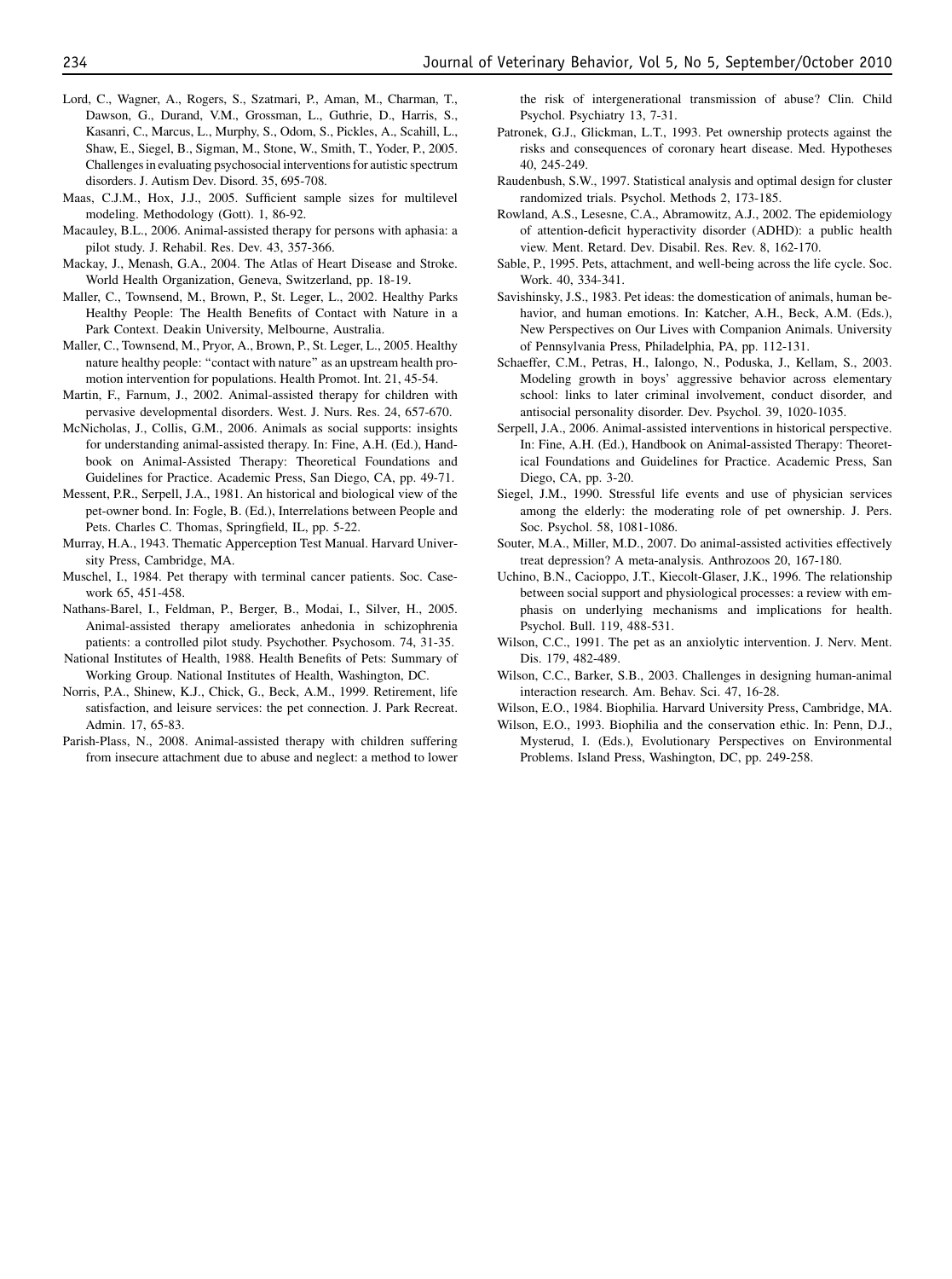Lord, C., Wagner, A., Rogers, S., Szatmari, P., Aman, M., Charman, T., Dawson, G., Durand, V.M., Grossman, L., Guthrie, D., Harris, S., Kasanri, C., Marcus, L., Murphy, S., Odom, S., Pickles, A., Scahill, L., Shaw, E., Siegel, B., Sigman, M., Stone, W., Smith, T., Yoder, P., 2005. Challenges in evaluating psychosocial interventions for autistic spectrum disorders. J. Autism Dev. Disord. 35, 695-708.

Maas, C.J.M., Hox, J.J., 2005. Sufficient sample sizes for multilevel modeling. Methodology (Gott). 1, 86-92.

Macauley, B.L., 2006. Animal-assisted therapy for persons with aphasia: a pilot study. J. Rehabil. Res. Dev. 43, 357-366.

Mackay, J., Menash, G.A., 2004. The Atlas of Heart Disease and Stroke. World Health Organization, Geneva, Switzerland, pp. 18-19.

Maller, C., Townsend, M., Brown, P., St. Leger, L., 2002. Healthy Parks Healthy People: The Health Benefits of Contact with Nature in a Park Context. Deakin University, Melbourne, Australia.

Maller, C., Townsend, M., Pryor, A., Brown, P., St. Leger, L., 2005. Healthy nature healthy people: "contact with nature" as an upstream health promotion intervention for populations. Health Promot. Int. 21, 45-54.

Martin, F., Farnum, J., 2002. Animal-assisted therapy for children with pervasive developmental disorders. West. J. Nurs. Res. 24, 657-670.

McNicholas, J., Collis, G.M., 2006. Animals as social supports: insights for understanding animal-assisted therapy. In: Fine, A.H. (Ed.), Handbook on Animal-Assisted Therapy: Theoretical Foundations and Guidelines for Practice. Academic Press, San Diego, CA, pp. 49-71.

Messent, P.R., Serpell, J.A., 1981. An historical and biological view of the pet-owner bond. In: Fogle, B. (Ed.), Interrelations between People and Pets. Charles C. Thomas, Springfield, IL, pp. 5-22.

Murray, H.A., 1943. Thematic Apperception Test Manual. Harvard University Press, Cambridge, MA.

Muschel, I., 1984. Pet therapy with terminal cancer patients. Soc. Casework 65, 451-458.

Nathans-Barel, I., Feldman, P., Berger, B., Modai, I., Silver, H., 2005. Animal-assisted therapy ameliorates anhedonia in schizophrenia patients: a controlled pilot study. Psychother. Psychosom. 74, 31-35.

National Institutes of Health, 1988. Health Benefits of Pets: Summary of Working Group. National Institutes of Health, Washington, DC.

Norris, P.A., Shinew, K.J., Chick, G., Beck, A.M., 1999. Retirement, life satisfaction, and leisure services: the pet connection. J. Park Recreat. Admin. 17, 65-83.

Parish-Plass, N., 2008. Animal-assisted therapy with children suffering from insecure attachment due to abuse and neglect: a method to lower the risk of intergenerational transmission of abuse? Clin. Child Psychol. Psychiatry 13, 7-31.

Patronek, G.J., Glickman, L.T., 1993. Pet ownership protects against the risks and consequences of coronary heart disease. Med. Hypotheses 40, 245-249.

Raudenbush, S.W., 1997. Statistical analysis and optimal design for cluster randomized trials. Psychol. Methods 2, 173-185.

Rowland, A.S., Lesesne, C.A., Abramowitz, A.J., 2002. The epidemiology of attention-deficit hyperactivity disorder (ADHD): a public health view. Ment. Retard. Dev. Disabil. Res. Rev. 8, 162-170.

Sable, P., 1995. Pets, attachment, and well-being across the life cycle. Soc. Work. 40, 334-341.

Savishinsky, J.S., 1983. Pet ideas: the domestication of animals, human behavior, and human emotions. In: Katcher, A.H., Beck, A.M. (Eds.), New Perspectives on Our Lives with Companion Animals. University of Pennsylvania Press, Philadelphia, PA, pp. 112-131.

Schaeffer, C.M., Petras, H., Ialongo, N., Poduska, J., Kellam, S., 2003. Modeling growth in boys' aggressive behavior across elementary school: links to later criminal involvement, conduct disorder, and antisocial personality disorder. Dev. Psychol. 39, 1020-1035.

Serpell, J.A., 2006. Animal-assisted interventions in historical perspective. In: Fine, A.H. (Ed.), Handbook on Animal-assisted Therapy: Theoretical Foundations and Guidelines for Practice. Academic Press, San Diego, CA, pp. 3-20.

Siegel, J.M., 1990. Stressful life events and use of physician services among the elderly: the moderating role of pet ownership. J. Pers. Soc. Psychol. 58, 1081-1086.

Souter, M.A., Miller, M.D., 2007. Do animal-assisted activities effectively treat depression? A meta-analysis. Anthrozoos 20, 167-180.

Uchino, B.N., Cacioppo, J.T., Kiecolt-Glaser, J.K., 1996. The relationship between social support and physiological processes: a review with emphasis on underlying mechanisms and implications for health. Psychol. Bull. 119, 488-531.

Wilson, C.C., 1991. The pet as an anxiolytic intervention. J. Nerv. Ment. Dis. 179, 482-489.

Wilson, C.C., Barker, S.B., 2003. Challenges in designing human-animal interaction research. Am. Behav. Sci. 47, 16-28.

Wilson, E.O., 1984. Biophilia. Harvard University Press, Cambridge, MA.

Wilson, E.O., 1993. Biophilia and the conservation ethic. In: Penn, D.J., Mysterud, I. (Eds.), Evolutionary Perspectives on Environmental Problems. Island Press, Washington, DC, pp. 249-258.